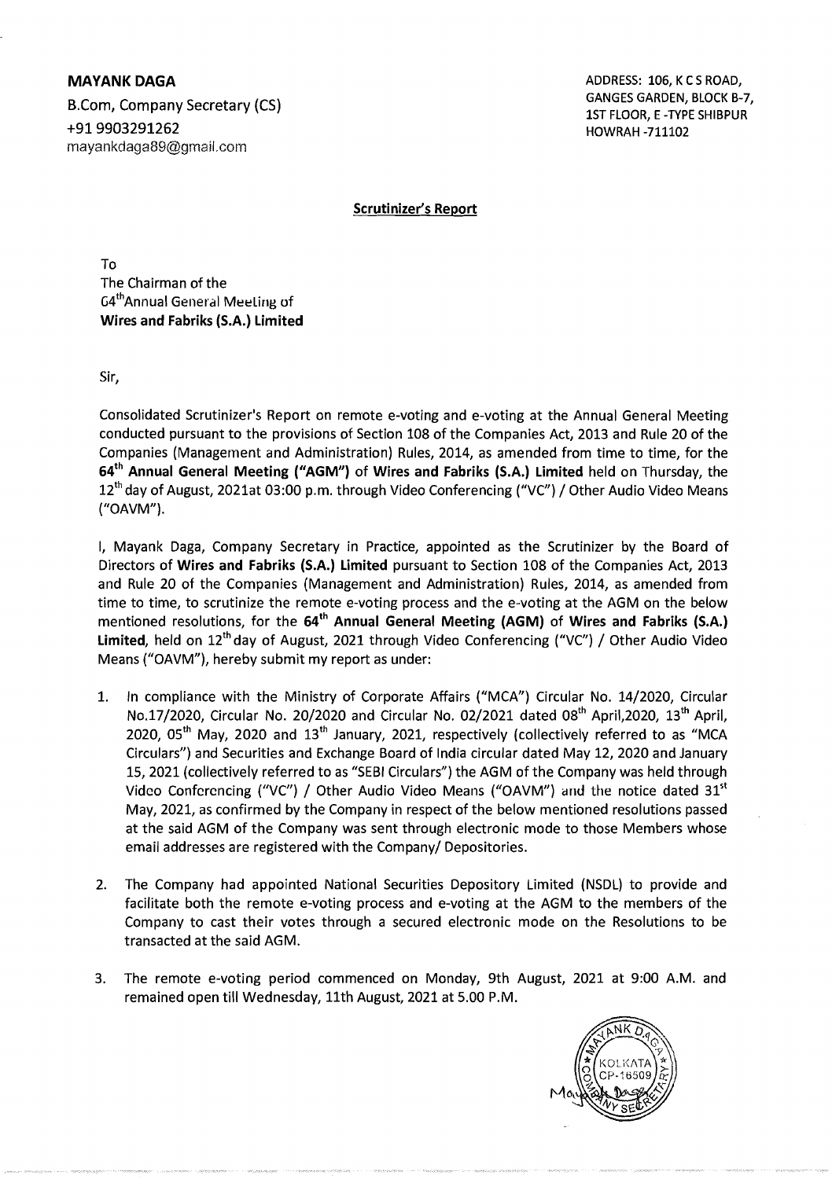**MAYANK DAGA**
B.Com, Company Secretary (CS)
+91 9903291262
mayankdaga89@gmail.com

ADDRESS: 106, K C S ROAD,
GANGES GARDEN, BLOCK B-7,
1ST FLOOR, E -TYPE SHIBPUR
HOWRAH -711102

## Scrutinizer's Report

To
The Chairman of the
64th Annual General Meeting of
**Wires and Fabriks (S.A.) Limited**

Sir,

Consolidated Scrutinizer's Report on remote e-voting and e-voting at the Annual General Meeting conducted pursuant to the provisions of Section 108 of the Companies Act, 2013 and Rule 20 of the Companies (Management and Administration) Rules, 2014, as amended from time to time, for the **64th Annual General Meeting ("AGM")** of **Wires and Fabriks (S.A.) Limited** held on Thursday, the 12th day of August, 2021at 03:00 p.m. through Video Conferencing ("VC") / Other Audio Video Means ("OAVM").

I, Mayank Daga, Company Secretary in Practice, appointed as the Scrutinizer by the Board of Directors of **Wires and Fabriks (S.A.) Limited** pursuant to Section 108 of the Companies Act, 2013 and Rule 20 of the Companies (Management and Administration) Rules, 2014, as amended from time to time, to scrutinize the remote e-voting process and the e-voting at the AGM on the below mentioned resolutions, for the **64th Annual General Meeting (AGM)** of **Wires and Fabriks (S.A.) Limited**, held on 12th day of August, 2021 through Video Conferencing ("VC") / Other Audio Video Means ("OAVM"), hereby submit my report as under:

1. In compliance with the Ministry of Corporate Affairs ("MCA") Circular No. 14/2020, Circular No.17/2020, Circular No. 20/2020 and Circular No. 02/2021 dated 08th April,2020, 13th April, 2020, 05th May, 2020 and 13th January, 2021, respectively (collectively referred to as "MCA Circulars") and Securities and Exchange Board of India circular dated May 12, 2020 and January 15, 2021 (collectively referred to as "SEBI Circulars") the AGM of the Company was held through Video Conferencing ("VC") / Other Audio Video Means ("OAVM") and the notice dated 31st May, 2021, as confirmed by the Company in respect of the below mentioned resolutions passed at the said AGM of the Company was sent through electronic mode to those Members whose email addresses are registered with the Company/ Depositories.

2. The Company had appointed National Securities Depository Limited (NSDL) to provide and facilitate both the remote e-voting process and e-voting at the AGM to the members of the Company to cast their votes through a secured electronic mode on the Resolutions to be transacted at the said AGM.

3. The remote e-voting period commenced on Monday, 9th August, 2021 at 9:00 A.M. and remained open till Wednesday, 11th August, 2021 at 5.00 P.M.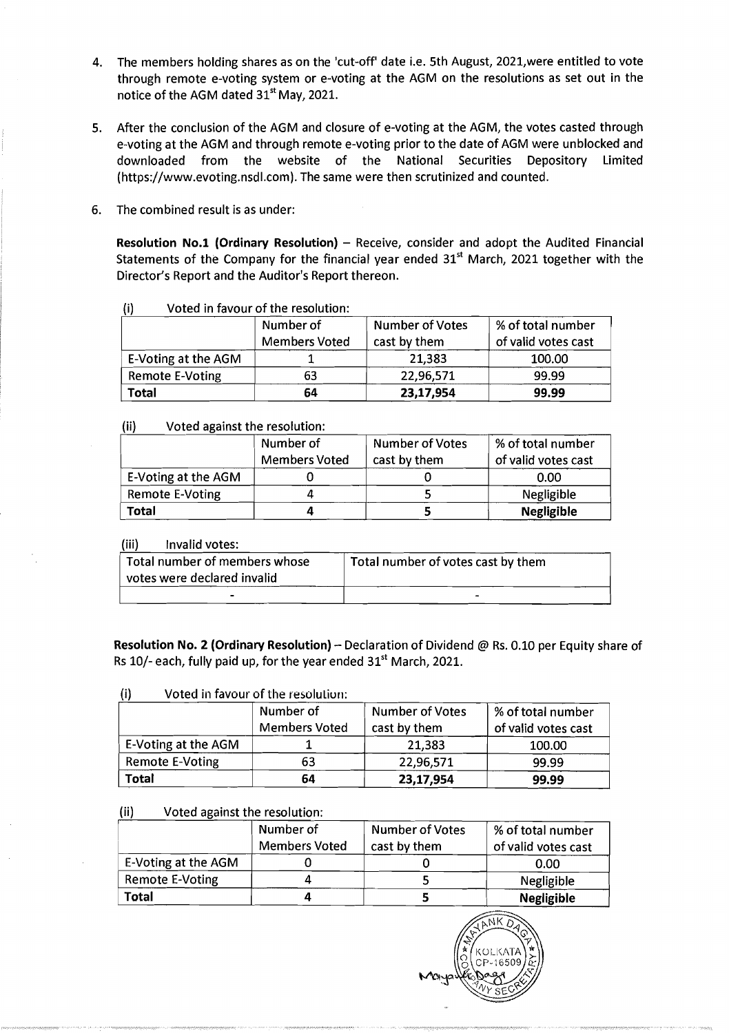4. The members holding shares as on the 'cut-off' date i.e. 5th August, 2021,were entitled to vote through remote e-voting system or e-voting at the AGM on the resolutions as set out in the notice of the AGM dated 31st May, 2021.

5. After the conclusion of the AGM and closure of e-voting at the AGM, the votes casted through e-voting at the AGM and through remote e-voting prior to the date of AGM were unblocked and downloaded from the website of the National Securities Depository Limited (https://www.evoting.nsdl.com). The same were then scrutinized and counted.

6. The combined result is as under:

**Resolution No.1 (Ordinary Resolution)** – Receive, consider and adopt the Audited Financial Statements of the Company for the financial year ended 31st March, 2021 together with the Director's Report and the Auditor's Report thereon.

(i) Voted in favour of the resolution:

| | Number of Members Voted | Number of Votes cast by them | % of total number of valid votes cast |
|---|---|---|---|
| E-Voting at the AGM | 1 | 21,383 | 100.00 |
| Remote E-Voting | 63 | 22,96,571 | 99.99 |
| **Total** | **64** | **23,17,954** | **99.99** |

(ii) Voted against the resolution:

| | Number of Members Voted | Number of Votes cast by them | % of total number of valid votes cast |
|---|---|---|---|
| E-Voting at the AGM | 0 | 0 | 0.00 |
| Remote E-Voting | 4 | 5 | Negligible |
| **Total** | **4** | **5** | **Negligible** |

(iii) Invalid votes:

| Total number of members whose votes were declared invalid | Total number of votes cast by them |
|---|---|
| - | - |

**Resolution No. 2 (Ordinary Resolution)** – Declaration of Dividend @ Rs. 0.10 per Equity share of Rs 10/- each, fully paid up, for the year ended 31st March, 2021.

(i) Voted in favour of the resolution:

| | Number of Members Voted | Number of Votes cast by them | % of total number of valid votes cast |
|---|---|---|---|
| E-Voting at the AGM | 1 | 21,383 | 100.00 |
| Remote E-Voting | 63 | 22,96,571 | 99.99 |
| **Total** | **64** | **23,17,954** | **99.99** |

(ii) Voted against the resolution:

| | Number of Members Voted | Number of Votes cast by them | % of total number of valid votes cast |
|---|---|---|---|
| E-Voting at the AGM | 0 | 0 | 0.00 |
| Remote E-Voting | 4 | 5 | Negligible |
| **Total** | **4** | **5** | **Negligible** |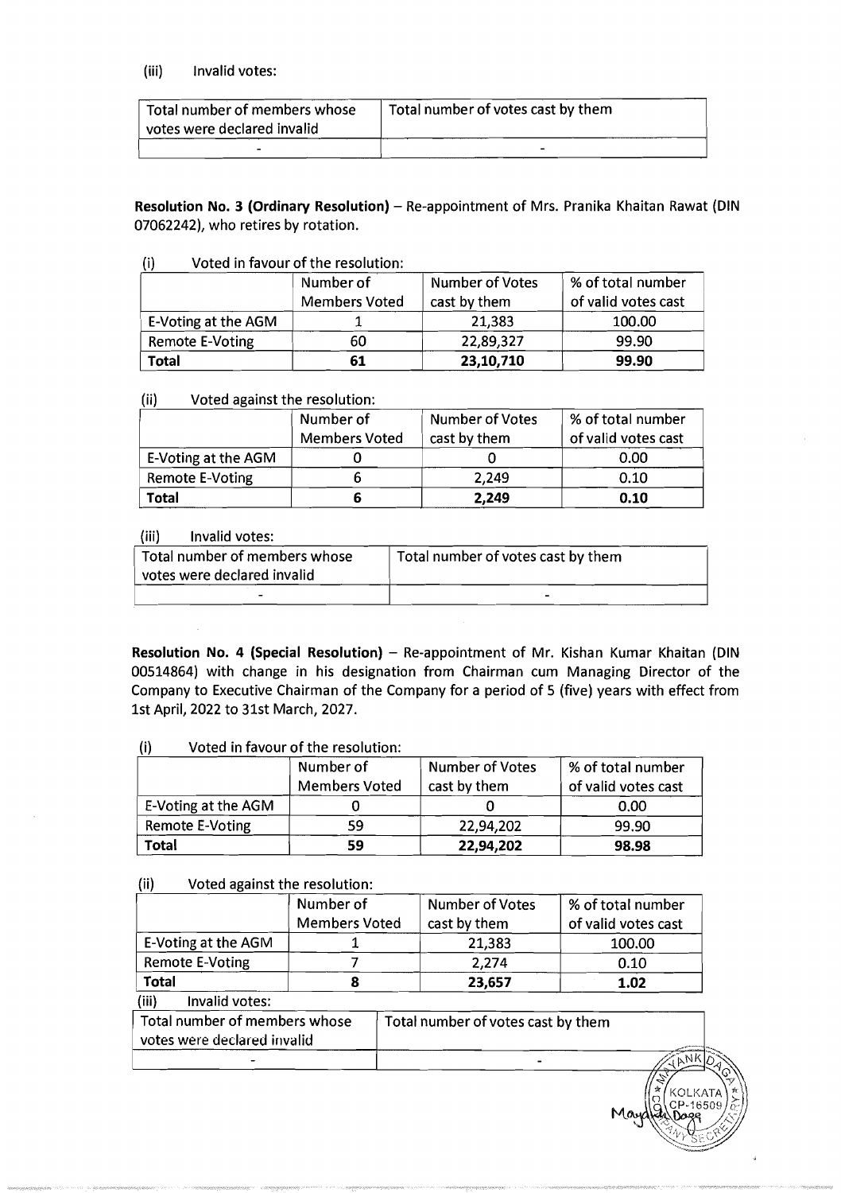(iii) Invalid votes:

| Total number of members whose votes were declared invalid | Total number of votes cast by them |
|---|---|
| - | - |

**Resolution No. 3 (Ordinary Resolution)** – Re-appointment of Mrs. Pranika Khaitan Rawat (DIN 07062242), who retires by rotation.

(i) Voted in favour of the resolution:

| | Number of Members Voted | Number of Votes cast by them | % of total number of valid votes cast |
|---|---|---|---|
| E-Voting at the AGM | 1 | 21,383 | 100.00 |
| Remote E-Voting | 60 | 22,89,327 | 99.90 |
| **Total** | **61** | **23,10,710** | **99.90** |

(ii) Voted against the resolution:

| | Number of Members Voted | Number of Votes cast by them | % of total number of valid votes cast |
|---|---|---|---|
| E-Voting at the AGM | 0 | 0 | 0.00 |
| Remote E-Voting | 6 | 2,249 | 0.10 |
| **Total** | **6** | **2,249** | **0.10** |

(iii) Invalid votes:

| Total number of members whose votes were declared invalid | Total number of votes cast by them |
|---|---|
| - | - |

**Resolution No. 4 (Special Resolution)** – Re-appointment of Mr. Kishan Kumar Khaitan (DIN 00514864) with change in his designation from Chairman cum Managing Director of the Company to Executive Chairman of the Company for a period of 5 (five) years with effect from 1st April, 2022 to 31st March, 2027.

(i) Voted in favour of the resolution:

| | Number of Members Voted | Number of Votes cast by them | % of total number of valid votes cast |
|---|---|---|---|
| E-Voting at the AGM | 0 | 0 | 0.00 |
| Remote E-Voting | 59 | 22,94,202 | 99.90 |
| **Total** | **59** | **22,94,202** | **98.98** |

(ii) Voted against the resolution:

| | Number of Members Voted | Number of Votes cast by them | % of total number of valid votes cast |
|---|---|---|---|
| E-Voting at the AGM | 1 | 21,383 | 100.00 |
| Remote E-Voting | 7 | 2,274 | 0.10 |
| **Total** | **8** | **23,657** | **1.02** |

(iii) Invalid votes:

| Total number of members whose votes were declared invalid | Total number of votes cast by them |
|---|---|
| - | - |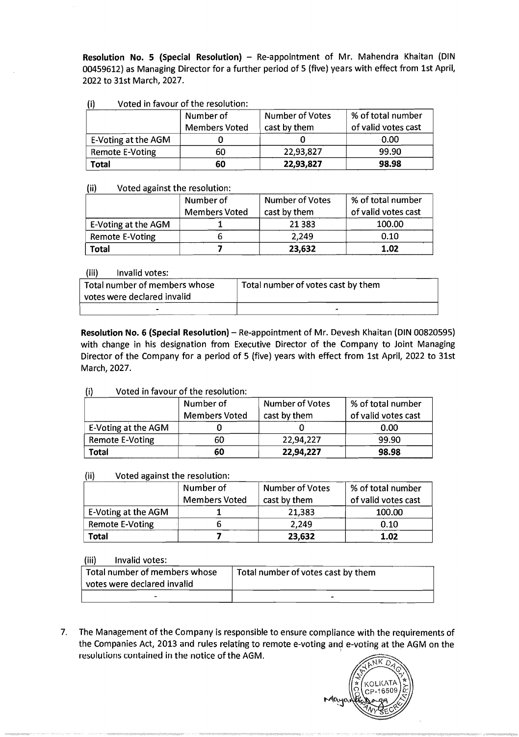**Resolution No. 5 (Special Resolution)** – Re-appointment of Mr. Mahendra Khaitan (DIN 00459612) as Managing Director for a further period of 5 (five) years with effect from 1st April, 2022 to 31st March, 2027.

(i) Voted in favour of the resolution:

| | Number of Members Voted | Number of Votes cast by them | % of total number of valid votes cast |
|---|---|---|---|
| E-Voting at the AGM | 0 | 0 | 0.00 |
| Remote E-Voting | 60 | 22,93,827 | 99.90 |
| **Total** | **60** | **22,93,827** | **98.98** |

(ii) Voted against the resolution:

| | Number of Members Voted | Number of Votes cast by them | % of total number of valid votes cast |
|---|---|---|---|
| E-Voting at the AGM | 1 | 21 383 | 100.00 |
| Remote E-Voting | 6 | 2,249 | 0.10 |
| **Total** | **7** | **23,632** | **1.02** |

(iii) Invalid votes:

| Total number of members whose votes were declared invalid | Total number of votes cast by them |
|---|---|
| - | - |

**Resolution No. 6 (Special Resolution)** – Re-appointment of Mr. Devesh Khaitan (DIN 00820595) with change in his designation from Executive Director of the Company to Joint Managing Director of the Company for a period of 5 (five) years with effect from 1st April, 2022 to 31st March, 2027.

(i) Voted in favour of the resolution:

| | Number of Members Voted | Number of Votes cast by them | % of total number of valid votes cast |
|---|---|---|---|
| E-Voting at the AGM | 0 | 0 | 0.00 |
| Remote E-Voting | 60 | 22,94,227 | 99.90 |
| **Total** | **60** | **22,94,227** | **98.98** |

(ii) Voted against the resolution:

| | Number of Members Voted | Number of Votes cast by them | % of total number of valid votes cast |
|---|---|---|---|
| E-Voting at the AGM | 1 | 21,383 | 100.00 |
| Remote E-Voting | 6 | 2,249 | 0.10 |
| **Total** | **7** | **23,632** | **1.02** |

(iii) Invalid votes:

| Total number of members whose votes were declared invalid | Total number of votes cast by them |
|---|---|
| - | - |

7. The Management of the Company is responsible to ensure compliance with the requirements of the Companies Act, 2013 and rules relating to remote e-voting and e-voting at the AGM on the resolutions contained in the notice of the AGM.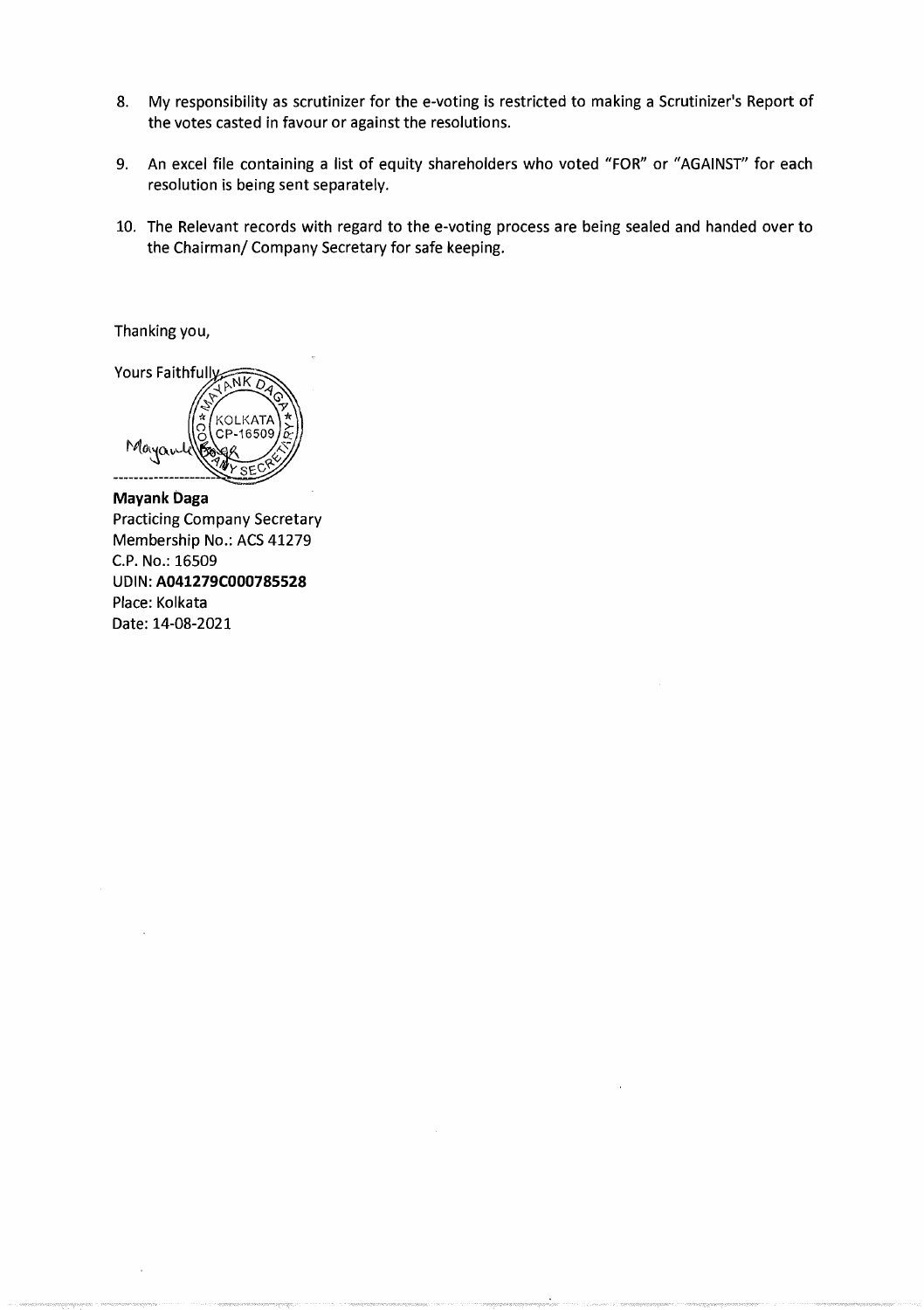8. My responsibility as scrutinizer for the e-voting is restricted to making a Scrutinizer's Report of the votes casted in favour or against the resolutions.

9. An excel file containing a list of equity shareholders who voted "FOR" or "AGAINST" for each resolution is being sent separately.

10. The Relevant records with regard to the e-voting process are being sealed and handed over to the Chairman/ Company Secretary for safe keeping.

Thanking you,

Yours Faithfully

**Mayank Daga**
Practicing Company Secretary
Membership No.: ACS 41279
C.P. No.: 16509
UDIN: **A041279C000785528**
Place: Kolkata
Date: 14-08-2021